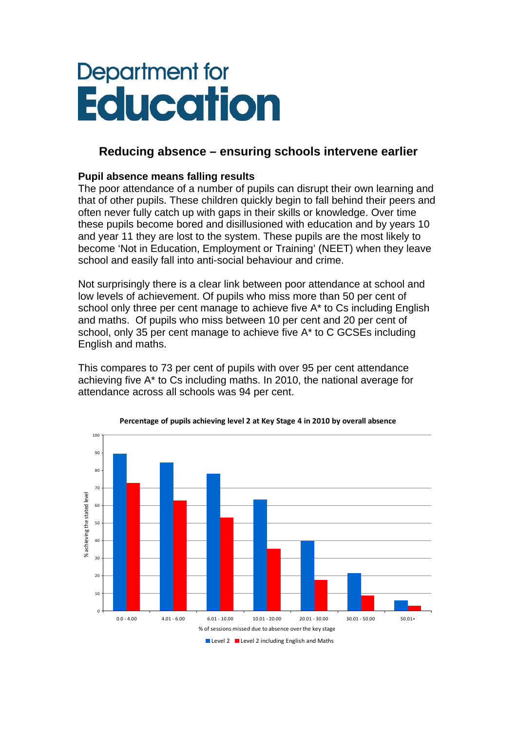# Department for Education

## Reducing absence – ensuring schools intervene earlier

### Pupil absence means falling results

The poor attendance of a number of pupils can disrupt their own learning and that of other pupils. These children quickly begin to fall behind their peers and often never fully catch up with gaps in their skills or knowledge. Over time these pupils become bored and disillusioned with education and by years 10 and year 11 they are lost to the system. These pupils are the most likely to become 'Not in Education, Employment or Training' (NEET) when they leave school and easily fall into anti-social behaviour and crime.

Not surprisingly there is a clear link between poor attendance at school and low levels of achievement. Of pupils who miss more than 50 per cent of school only three per cent manage to achieve five A* to Cs including English and maths. Of pupils who miss between 10 per cent and 20 per cent of school, only 35 per cent manage to achieve five A* to C GCSEs including English and maths.

This compares to 73 per cent of pupils with over 95 per cent attendance achieving five A* to Cs including maths. In 2010, the national average for attendance across all schools was 94 per cent.

**Percentage of pupils achieving level 2 at Key Stage 4 in 2010 by overall absence**

| % of sessions missed due to absence over the key stage | Level 2 | Level 2 including English and Maths |
|---|---|---|
| 0.0 - 4.00 | ~89 | ~73 |
| 4.01 - 6.00 | ~84 | ~63 |
| 6.01 - 10.00 | ~78 | ~53 |
| 10.01 - 20.00 | ~63 | ~35 |
| 20.01 - 30.00 | ~40 | ~18 |
| 30.01 - 50.00 | ~21 | ~9 |
| 50.01+ | ~6 | ~3 |

Y-axis: % achieving the stated level (0–100)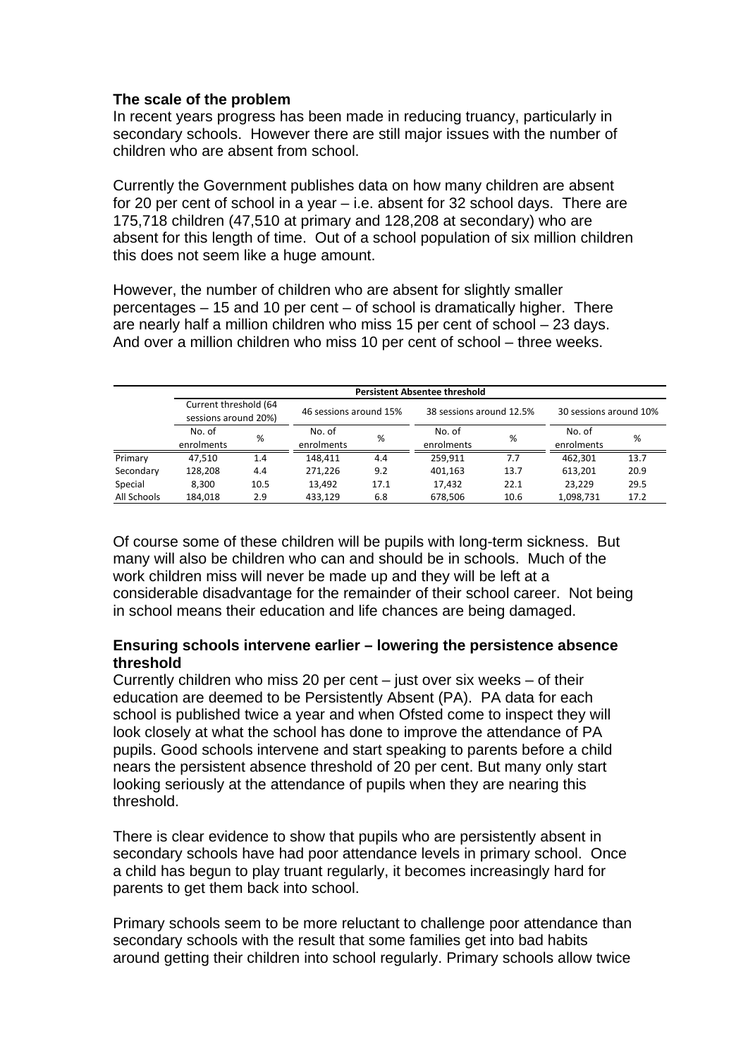**The scale of the problem**

In recent years progress has been made in reducing truancy, particularly in secondary schools. However there are still major issues with the number of children who are absent from school.

Currently the Government publishes data on how many children are absent for 20 per cent of school in a year – i.e. absent for 32 school days. There are 175,718 children (47,510 at primary and 128,208 at secondary) who are absent for this length of time. Out of a school population of six million children this does not seem like a huge amount.

However, the number of children who are absent for slightly smaller percentages – 15 and 10 per cent – of school is dramatically higher. There are nearly half a million children who miss 15 per cent of school – 23 days. And over a million children who miss 10 per cent of school – three weeks.

| | Persistent Absentee threshold | | | | | | | |
|---|---|---|---|---|---|---|---|---|
| | Current threshold (64 sessions around 20%) | | 46 sessions around 15% | | 38 sessions around 12.5% | | 30 sessions around 10% | |
| | No. of enrolments | % | No. of enrolments | % | No. of enrolments | % | No. of enrolments | % |
| Primary | 47,510 | 1.4 | 148,411 | 4.4 | 259,911 | 7.7 | 462,301 | 13.7 |
| Secondary | 128,208 | 4.4 | 271,226 | 9.2 | 401,163 | 13.7 | 613,201 | 20.9 |
| Special | 8,300 | 10.5 | 13,492 | 17.1 | 17,432 | 22.1 | 23,229 | 29.5 |
| All Schools | 184,018 | 2.9 | 433,129 | 6.8 | 678,506 | 10.6 | 1,098,731 | 17.2 |

Of course some of these children will be pupils with long-term sickness. But many will also be children who can and should be in schools. Much of the work children miss will never be made up and they will be left at a considerable disadvantage for the remainder of their school career. Not being in school means their education and life chances are being damaged.

**Ensuring schools intervene earlier – lowering the persistence absence threshold**

Currently children who miss 20 per cent – just over six weeks – of their education are deemed to be Persistently Absent (PA). PA data for each school is published twice a year and when Ofsted come to inspect they will look closely at what the school has done to improve the attendance of PA pupils. Good schools intervene and start speaking to parents before a child nears the persistent absence threshold of 20 per cent. But many only start looking seriously at the attendance of pupils when they are nearing this threshold.

There is clear evidence to show that pupils who are persistently absent in secondary schools have had poor attendance levels in primary school. Once a child has begun to play truant regularly, it becomes increasingly hard for parents to get them back into school.

Primary schools seem to be more reluctant to challenge poor attendance than secondary schools with the result that some families get into bad habits around getting their children into school regularly. Primary schools allow twice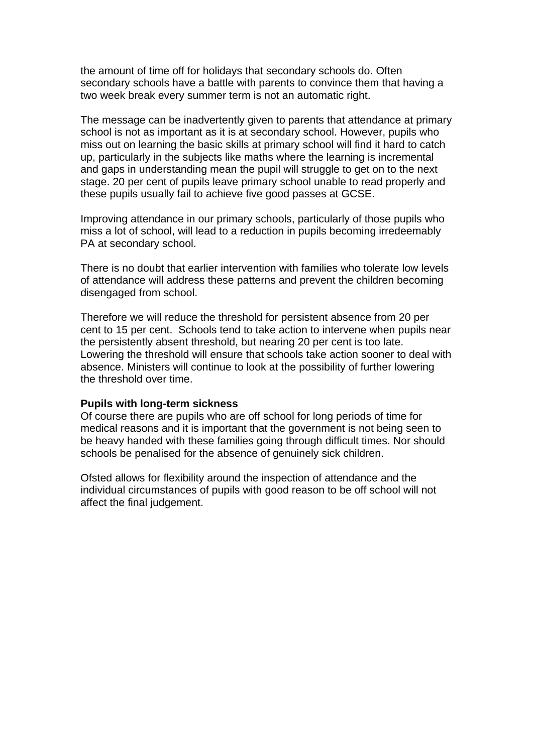the amount of time off for holidays that secondary schools do. Often secondary schools have a battle with parents to convince them that having a two week break every summer term is not an automatic right.

The message can be inadvertently given to parents that attendance at primary school is not as important as it is at secondary school. However, pupils who miss out on learning the basic skills at primary school will find it hard to catch up, particularly in the subjects like maths where the learning is incremental and gaps in understanding mean the pupil will struggle to get on to the next stage. 20 per cent of pupils leave primary school unable to read properly and these pupils usually fail to achieve five good passes at GCSE.

Improving attendance in our primary schools, particularly of those pupils who miss a lot of school, will lead to a reduction in pupils becoming irredeemably PA at secondary school.

There is no doubt that earlier intervention with families who tolerate low levels of attendance will address these patterns and prevent the children becoming disengaged from school.

Therefore we will reduce the threshold for persistent absence from 20 per cent to 15 per cent. Schools tend to take action to intervene when pupils near the persistently absent threshold, but nearing 20 per cent is too late. Lowering the threshold will ensure that schools take action sooner to deal with absence. Ministers will continue to look at the possibility of further lowering the threshold over time.

**Pupils with long-term sickness**

Of course there are pupils who are off school for long periods of time for medical reasons and it is important that the government is not being seen to be heavy handed with these families going through difficult times. Nor should schools be penalised for the absence of genuinely sick children.

Ofsted allows for flexibility around the inspection of attendance and the individual circumstances of pupils with good reason to be off school will not affect the final judgement.